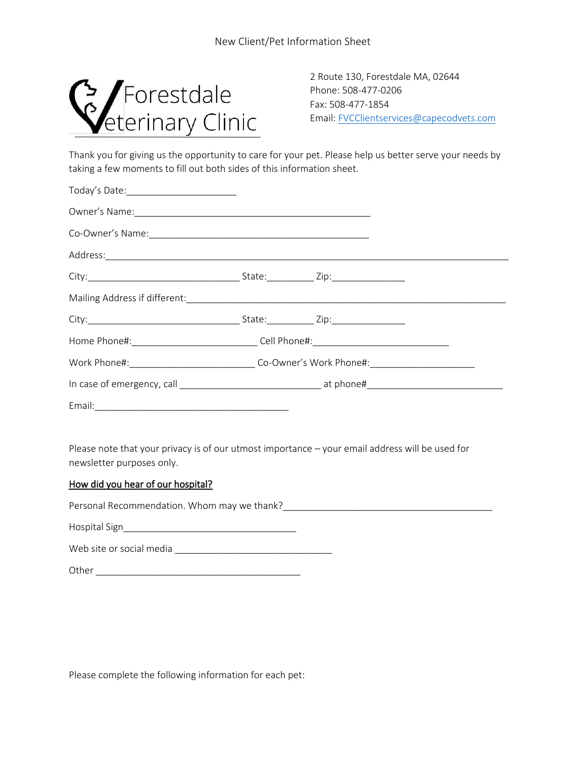New Client/Pet Information Sheet

Forestdale Veterinary Clinic

2 Route 130, Forestdale MA, 02644
Phone: 508-477-0206
Fax: 508-477-1854
Email: FVCClientservices@capecodvets.com

Thank you for giving us the opportunity to care for your pet. Please help us better serve your needs by taking a few moments to fill out both sides of this information sheet.

Today's Date:____________________

Owner's Name:_____________________________________________

Co-Owner's Name:__________________________________________

Address:___________________________________________________________________________

City:_____________________________ State:_________ Zip:______________

Mailing Address if different:____________________________________________________________

City:_____________________________ State:_________ Zip:______________

Home Phone#:________________________ Cell Phone#:__________________________

Work Phone#:________________________ Co-Owner's Work Phone#:____________________

In case of emergency, call ___________________________ at phone#_________________________

Email:_____________________________________

Please note that your privacy is of our utmost importance – your email address will be used for newsletter purposes only.

**How did you hear of our hospital?**

Personal Recommendation. Whom may we thank?________________________________________

Hospital Sign_________________________________

Web site or social media ______________________________

Other _______________________________________

Please complete the following information for each pet: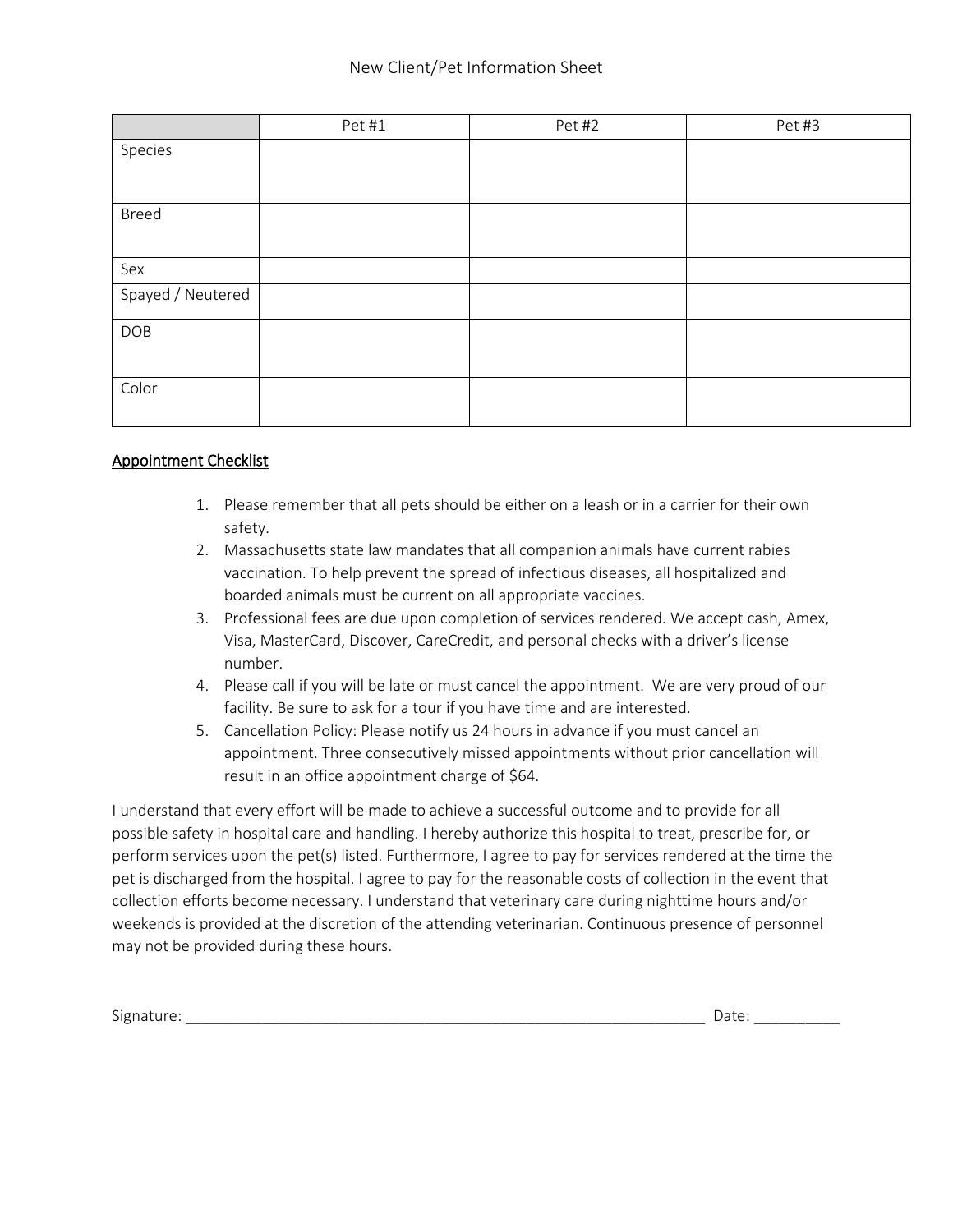# New Client/Pet Information Sheet

| | Pet #1 | Pet #2 | Pet #3 |
|---|---|---|---|
| Species | | | |
| Breed | | | |
| Sex | | | |
| Spayed / Neutered | | | |
| DOB | | | |
| Color | | | |

## Appointment Checklist

1. Please remember that all pets should be either on a leash or in a carrier for their own safety.
2. Massachusetts state law mandates that all companion animals have current rabies vaccination. To help prevent the spread of infectious diseases, all hospitalized and boarded animals must be current on all appropriate vaccines.
3. Professional fees are due upon completion of services rendered. We accept cash, Amex, Visa, MasterCard, Discover, CareCredit, and personal checks with a driver's license number.
4. Please call if you will be late or must cancel the appointment. We are very proud of our facility. Be sure to ask for a tour if you have time and are interested.
5. Cancellation Policy: Please notify us 24 hours in advance if you must cancel an appointment. Three consecutively missed appointments without prior cancellation will result in an office appointment charge of $64.

I understand that every effort will be made to achieve a successful outcome and to provide for all possible safety in hospital care and handling. I hereby authorize this hospital to treat, prescribe for, or perform services upon the pet(s) listed. Furthermore, I agree to pay for services rendered at the time the pet is discharged from the hospital. I agree to pay for the reasonable costs of collection in the event that collection efforts become necessary. I understand that veterinary care during nighttime hours and/or weekends is provided at the discretion of the attending veterinarian. Continuous presence of personnel may not be provided during these hours.

Signature: ________________________________________________________________ Date: __________